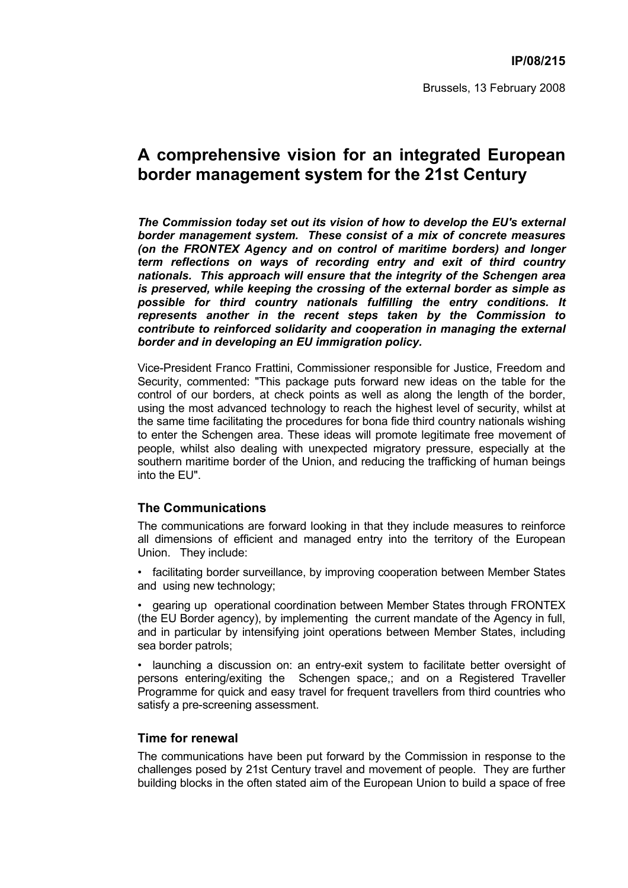**IP/08/215**

Brussels, 13 February 2008

# A comprehensive vision for an integrated European border management system for the 21st Century

***The Commission today set out its vision of how to develop the EU's external border management system. These consist of a mix of concrete measures (on the FRONTEX Agency and on control of maritime borders) and longer term reflections on ways of recording entry and exit of third country nationals. This approach will ensure that the integrity of the Schengen area is preserved, while keeping the crossing of the external border as simple as possible for third country nationals fulfilling the entry conditions. It represents another in the recent steps taken by the Commission to contribute to reinforced solidarity and cooperation in managing the external border and in developing an EU immigration policy.***

Vice-President Franco Frattini, Commissioner responsible for Justice, Freedom and Security, commented: "This package puts forward new ideas on the table for the control of our borders, at check points as well as along the length of the border, using the most advanced technology to reach the highest level of security, whilst at the same time facilitating the procedures for bona fide third country nationals wishing to enter the Schengen area. These ideas will promote legitimate free movement of people, whilst also dealing with unexpected migratory pressure, especially at the southern maritime border of the Union, and reducing the trafficking of human beings into the EU".

### The Communications

The communications are forward looking in that they include measures to reinforce all dimensions of efficient and managed entry into the territory of the European Union. They include:

- facilitating border surveillance, by improving cooperation between Member States and using new technology;
- gearing up operational coordination between Member States through FRONTEX (the EU Border agency), by implementing the current mandate of the Agency in full, and in particular by intensifying joint operations between Member States, including sea border patrols;
- launching a discussion on: an entry-exit system to facilitate better oversight of persons entering/exiting the Schengen space,; and on a Registered Traveller Programme for quick and easy travel for frequent travellers from third countries who satisfy a pre-screening assessment.

### Time for renewal

The communications have been put forward by the Commission in response to the challenges posed by 21st Century travel and movement of people. They are further building blocks in the often stated aim of the European Union to build a space of free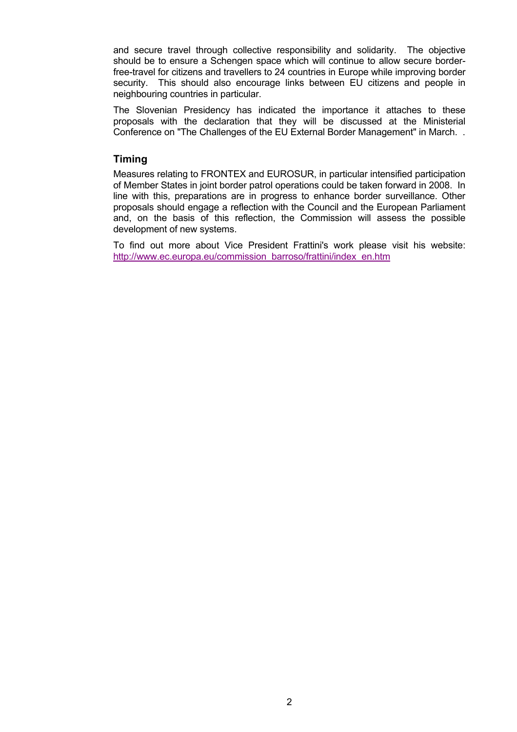and secure travel through collective responsibility and solidarity. The objective should be to ensure a Schengen space which will continue to allow secure border-free-travel for citizens and travellers to 24 countries in Europe while improving border security. This should also encourage links between EU citizens and people in neighbouring countries in particular.

The Slovenian Presidency has indicated the importance it attaches to these proposals with the declaration that they will be discussed at the Ministerial Conference on "The Challenges of the EU External Border Management" in March. .

## Timing

Measures relating to FRONTEX and EUROSUR, in particular intensified participation of Member States in joint border patrol operations could be taken forward in 2008. In line with this, preparations are in progress to enhance border surveillance. Other proposals should engage a reflection with the Council and the European Parliament and, on the basis of this reflection, the Commission will assess the possible development of new systems.

To find out more about Vice President Frattini's work please visit his website: [http://www.ec.europa.eu/commission_barroso/frattini/index_en.htm](http://www.ec.europa.eu/commission_barroso/frattini/index_en.htm)